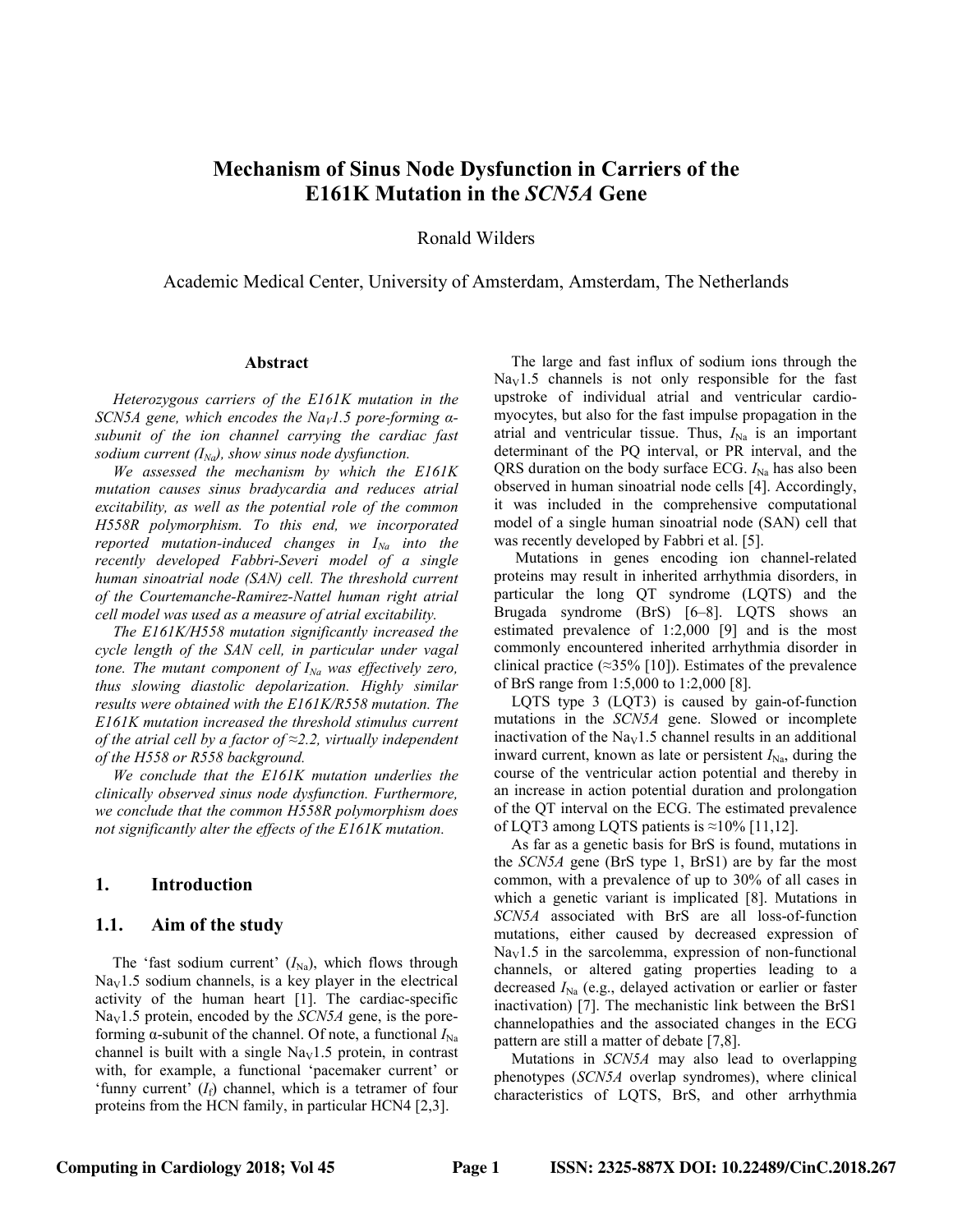# Mechanism of Sinus Node Dysfunction in Carriers of the E161K Mutation in the *SCN5A* Gene

Ronald Wilders

Academic Medical Center, University of Amsterdam, Amsterdam, The Netherlands

### Abstract

*Heterozygous carriers of the E161K mutation in the SCN5A gene, which encodes the $Na_V1.5$ pore-forming α-subunit of the ion channel carrying the cardiac fast sodium current ($I_{Na}$), show sinus node dysfunction.*

*We assessed the mechanism by which the E161K mutation causes sinus bradycardia and reduces atrial excitability, as well as the potential role of the common H558R polymorphism. To this end, we incorporated reported mutation-induced changes in $I_{Na}$ into the recently developed Fabbri-Severi model of a single human sinoatrial node (SAN) cell. The threshold current of the Courtemanche-Ramirez-Nattel human right atrial cell model was used as a measure of atrial excitability.*

*The E161K/H558 mutation significantly increased the cycle length of the SAN cell, in particular under vagal tone. The mutant component of $I_{Na}$ was effectively zero, thus slowing diastolic depolarization. Highly similar results were obtained with the E161K/R558 mutation. The E161K mutation increased the threshold stimulus current of the atrial cell by a factor of ≈2.2, virtually independent of the H558 or R558 background.*

*We conclude that the E161K mutation underlies the clinically observed sinus node dysfunction. Furthermore, we conclude that the common H558R polymorphism does not significantly alter the effects of the E161K mutation.*

## 1. Introduction

### 1.1. Aim of the study

The 'fast sodium current' ($I_{Na}$), which flows through $Na_V1.5$ sodium channels, is a key player in the electrical activity of the human heart [1]. The cardiac-specific $Na_V1.5$ protein, encoded by the *SCN5A* gene, is the pore-forming α-subunit of the channel. Of note, a functional $I_{Na}$ channel is built with a single $Na_V1.5$ protein, in contrast with, for example, a functional 'pacemaker current' or 'funny current' ($I_f$) channel, which is a tetramer of four proteins from the HCN family, in particular HCN4 [2,3].

The large and fast influx of sodium ions through the $Na_V1.5$ channels is not only responsible for the fast upstroke of individual atrial and ventricular cardiomyocytes, but also for the fast impulse propagation in the atrial and ventricular tissue. Thus, $I_{Na}$ is an important determinant of the PQ interval, or PR interval, and the QRS duration on the body surface ECG. $I_{Na}$ has also been observed in human sinoatrial node cells [4]. Accordingly, it was included in the comprehensive computational model of a single human sinoatrial node (SAN) cell that was recently developed by Fabbri et al. [5].

Mutations in genes encoding ion channel-related proteins may result in inherited arrhythmia disorders, in particular the long QT syndrome (LQTS) and the Brugada syndrome (BrS) [6–8]. LQTS shows an estimated prevalence of 1:2,000 [9] and is the most commonly encountered inherited arrhythmia disorder in clinical practice (≈35% [10]). Estimates of the prevalence of BrS range from 1:5,000 to 1:2,000 [8].

LQTS type 3 (LQT3) is caused by gain-of-function mutations in the *SCN5A* gene. Slowed or incomplete inactivation of the $Na_V1.5$ channel results in an additional inward current, known as late or persistent $I_{Na}$, during the course of the ventricular action potential and thereby in an increase in action potential duration and prolongation of the QT interval on the ECG. The estimated prevalence of LQT3 among LQTS patients is ≈10% [11,12].

As far as a genetic basis for BrS is found, mutations in the *SCN5A* gene (BrS type 1, BrS1) are by far the most common, with a prevalence of up to 30% of all cases in which a genetic variant is implicated [8]. Mutations in *SCN5A* associated with BrS are all loss-of-function mutations, either caused by decreased expression of $Na_V1.5$ in the sarcolemma, expression of non-functional channels, or altered gating properties leading to a decreased $I_{Na}$ (e.g., delayed activation or earlier or faster inactivation) [7]. The mechanistic link between the BrS1 channelopathies and the associated changes in the ECG pattern are still a matter of debate [7,8].

Mutations in *SCN5A* may also lead to overlapping phenotypes (*SCN5A* overlap syndromes), where clinical characteristics of LQTS, BrS, and other arrhythmia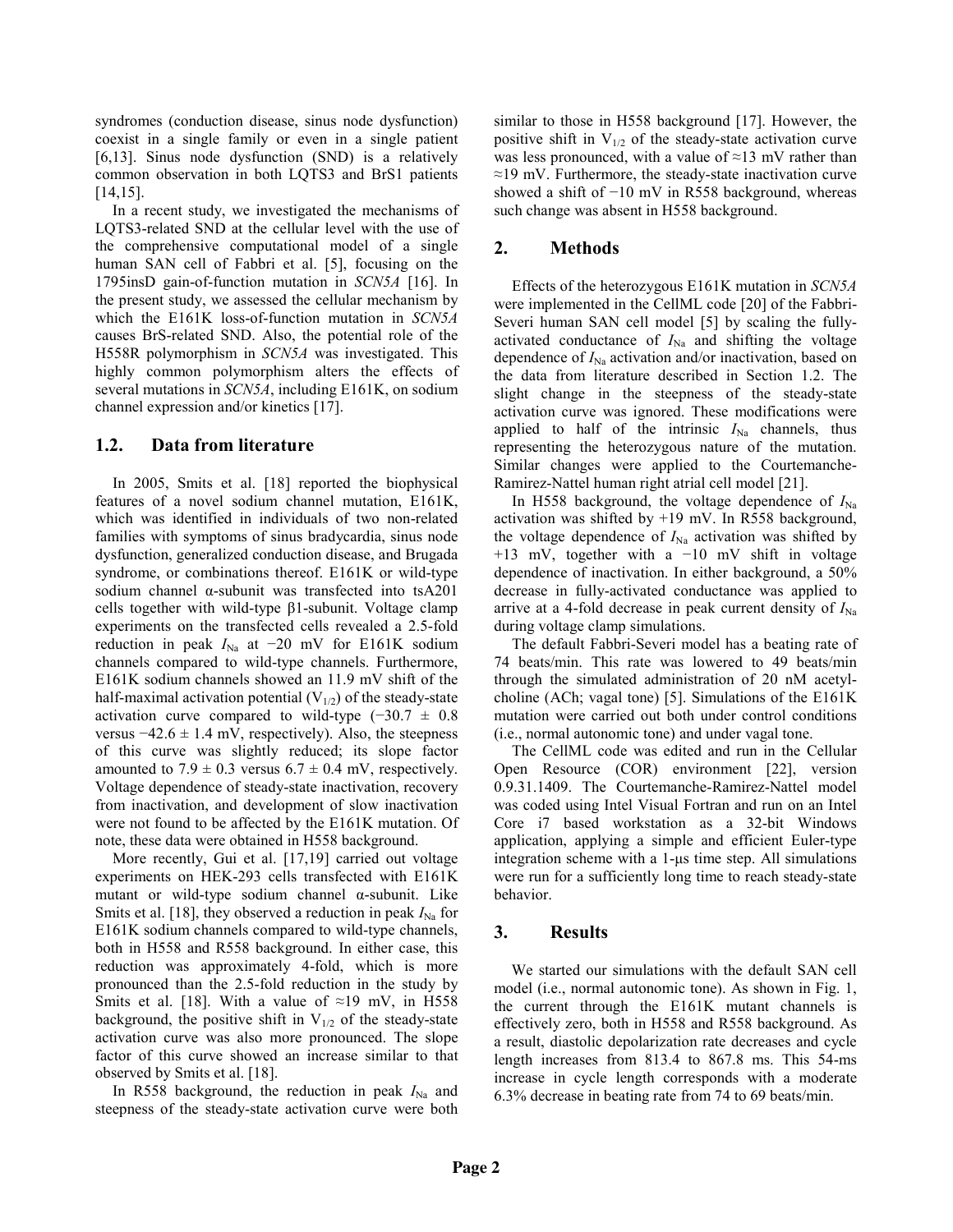syndromes (conduction disease, sinus node dysfunction) coexist in a single family or even in a single patient [6,13]. Sinus node dysfunction (SND) is a relatively common observation in both LQTS3 and BrS1 patients [14,15].

In a recent study, we investigated the mechanisms of LQTS3-related SND at the cellular level with the use of the comprehensive computational model of a single human SAN cell of Fabbri et al. [5], focusing on the 1795insD gain-of-function mutation in *SCN5A* [16]. In the present study, we assessed the cellular mechanism by which the E161K loss-of-function mutation in *SCN5A* causes BrS-related SND. Also, the potential role of the H558R polymorphism in *SCN5A* was investigated. This highly common polymorphism alters the effects of several mutations in *SCN5A*, including E161K, on sodium channel expression and/or kinetics [17].

## 1.2. Data from literature

In 2005, Smits et al. [18] reported the biophysical features of a novel sodium channel mutation, E161K, which was identified in individuals of two non-related families with symptoms of sinus bradycardia, sinus node dysfunction, generalized conduction disease, and Brugada syndrome, or combinations thereof. E161K or wild-type sodium channel α-subunit was transfected into tsA201 cells together with wild-type β1-subunit. Voltage clamp experiments on the transfected cells revealed a 2.5-fold reduction in peak $I_{Na}$ at −20 mV for E161K sodium channels compared to wild-type channels. Furthermore, E161K sodium channels showed an 11.9 mV shift of the half-maximal activation potential ($V_{1/2}$) of the steady-state activation curve compared to wild-type (−30.7 ± 0.8 versus −42.6 ± 1.4 mV, respectively). Also, the steepness of this curve was slightly reduced; its slope factor amounted to 7.9 ± 0.3 versus 6.7 ± 0.4 mV, respectively. Voltage dependence of steady-state inactivation, recovery from inactivation, and development of slow inactivation were not found to be affected by the E161K mutation. Of note, these data were obtained in H558 background.

More recently, Gui et al. [17,19] carried out voltage experiments on HEK-293 cells transfected with E161K mutant or wild-type sodium channel α-subunit. Like Smits et al. [18], they observed a reduction in peak $I_{Na}$ for E161K sodium channels compared to wild-type channels, both in H558 and R558 background. In either case, this reduction was approximately 4-fold, which is more pronounced than the 2.5-fold reduction in the study by Smits et al. [18]. With a value of ≈19 mV, in H558 background, the positive shift in $V_{1/2}$ of the steady-state activation curve was also more pronounced. The slope factor of this curve showed an increase similar to that observed by Smits et al. [18].

In R558 background, the reduction in peak $I_{Na}$ and steepness of the steady-state activation curve were both similar to those in H558 background [17]. However, the positive shift in $V_{1/2}$ of the steady-state activation curve was less pronounced, with a value of ≈13 mV rather than ≈19 mV. Furthermore, the steady-state inactivation curve showed a shift of −10 mV in R558 background, whereas such change was absent in H558 background.

## 2. Methods

Effects of the heterozygous E161K mutation in *SCN5A* were implemented in the CellML code [20] of the Fabbri-Severi human SAN cell model [5] by scaling the fully-activated conductance of $I_{Na}$ and shifting the voltage dependence of $I_{Na}$ activation and/or inactivation, based on the data from literature described in Section 1.2. The slight change in the steepness of the steady-state activation curve was ignored. These modifications were applied to half of the intrinsic $I_{Na}$ channels, thus representing the heterozygous nature of the mutation. Similar changes were applied to the Courtemanche-Ramirez-Nattel human right atrial cell model [21].

In H558 background, the voltage dependence of $I_{Na}$ activation was shifted by +19 mV. In R558 background, the voltage dependence of $I_{Na}$ activation was shifted by +13 mV, together with a −10 mV shift in voltage dependence of inactivation. In either background, a 50% decrease in fully-activated conductance was applied to arrive at a 4-fold decrease in peak current density of $I_{Na}$ during voltage clamp simulations.

The default Fabbri-Severi model has a beating rate of 74 beats/min. This rate was lowered to 49 beats/min through the simulated administration of 20 nM acetylcholine (ACh; vagal tone) [5]. Simulations of the E161K mutation were carried out both under control conditions (i.e., normal autonomic tone) and under vagal tone.

The CellML code was edited and run in the Cellular Open Resource (COR) environment [22], version 0.9.31.1409. The Courtemanche-Ramirez-Nattel model was coded using Intel Visual Fortran and run on an Intel Core i7 based workstation as a 32-bit Windows application, applying a simple and efficient Euler-type integration scheme with a 1-μs time step. All simulations were run for a sufficiently long time to reach steady-state behavior.

## 3. Results

We started our simulations with the default SAN cell model (i.e., normal autonomic tone). As shown in Fig. 1, the current through the E161K mutant channels is effectively zero, both in H558 and R558 background. As a result, diastolic depolarization rate decreases and cycle length increases from 813.4 to 867.8 ms. This 54-ms increase in cycle length corresponds with a moderate 6.3% decrease in beating rate from 74 to 69 beats/min.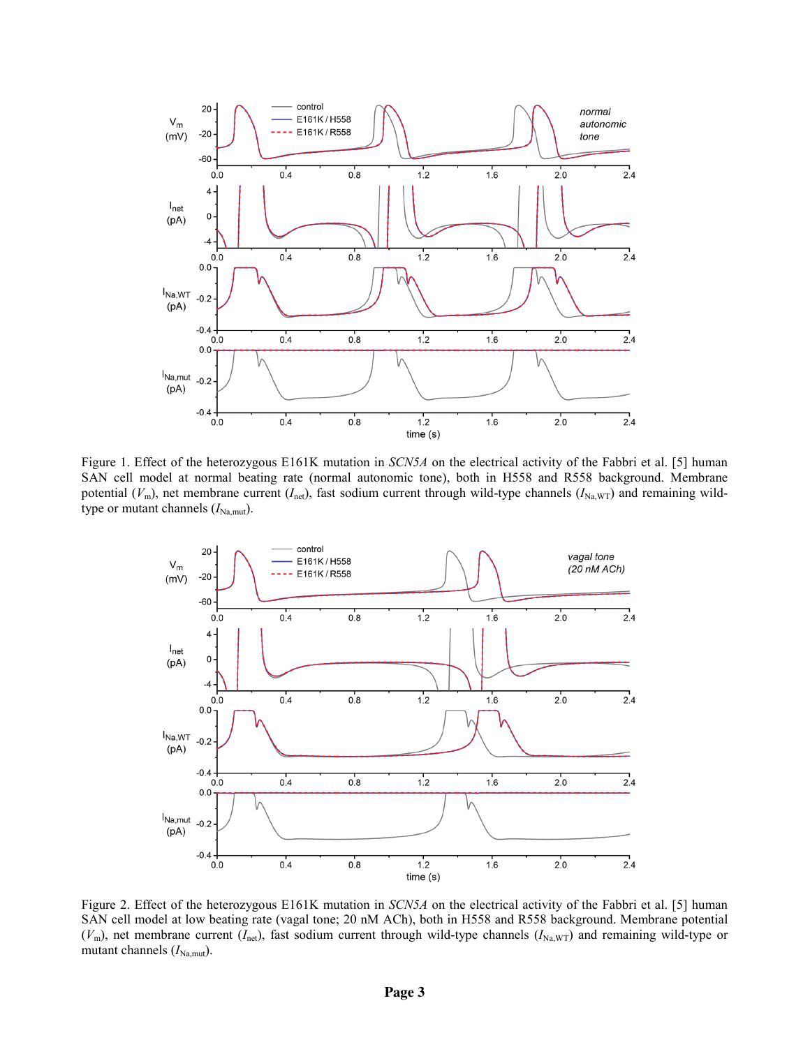Figure 1. Effect of the heterozygous E161K mutation in *SCN5A* on the electrical activity of the Fabbri et al. [5] human SAN cell model at normal beating rate (normal autonomic tone), both in H558 and R558 background. Membrane potential ($V_m$), net membrane current ($I_{net}$), fast sodium current through wild-type channels ($I_{Na,WT}$) and remaining wild-type or mutant channels ($I_{Na,mut}$).

Figure 2. Effect of the heterozygous E161K mutation in *SCN5A* on the electrical activity of the Fabbri et al. [5] human SAN cell model at low beating rate (vagal tone; 20 nM ACh), both in H558 and R558 background. Membrane potential ($V_m$), net membrane current ($I_{net}$), fast sodium current through wild-type channels ($I_{Na,WT}$) and remaining wild-type or mutant channels ($I_{Na,mut}$).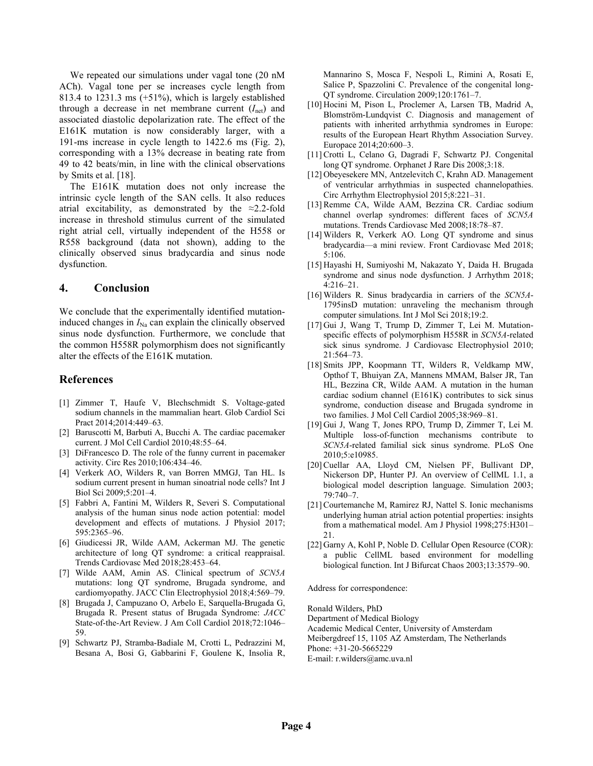We repeated our simulations under vagal tone (20 nM ACh). Vagal tone per se increases cycle length from 813.4 to 1231.3 ms (+51%), which is largely established through a decrease in net membrane current ($I_{net}$) and associated diastolic depolarization rate. The effect of the E161K mutation is now considerably larger, with a 191-ms increase in cycle length to 1422.6 ms (Fig. 2), corresponding with a 13% decrease in beating rate from 49 to 42 beats/min, in line with the clinical observations by Smits et al. [18].

The E161K mutation does not only increase the intrinsic cycle length of the SAN cells. It also reduces atrial excitability, as demonstrated by the ≈2.2-fold increase in threshold stimulus current of the simulated right atrial cell, virtually independent of the H558 or R558 background (data not shown), adding to the clinically observed sinus bradycardia and sinus node dysfunction.

## 4. Conclusion

We conclude that the experimentally identified mutation-induced changes in $I_{Na}$ can explain the clinically observed sinus node dysfunction. Furthermore, we conclude that the common H558R polymorphism does not significantly alter the effects of the E161K mutation.

## References

[1] Zimmer T, Haufe V, Blechschmidt S. Voltage-gated sodium channels in the mammalian heart. Glob Cardiol Sci Pract 2014;2014:449–63.

[2] Baruscotti M, Barbuti A, Bucchi A. The cardiac pacemaker current. J Mol Cell Cardiol 2010;48:55–64.

[3] DiFrancesco D. The role of the funny current in pacemaker activity. Circ Res 2010;106:434–46.

[4] Verkerk AO, Wilders R, van Borren MMGJ, Tan HL. Is sodium current present in human sinoatrial node cells? Int J Biol Sci 2009;5:201–4.

[5] Fabbri A, Fantini M, Wilders R, Severi S. Computational analysis of the human sinus node action potential: model development and effects of mutations. J Physiol 2017; 595:2365–96.

[6] Giudicessi JR, Wilde AAM, Ackerman MJ. The genetic architecture of long QT syndrome: a critical reappraisal. Trends Cardiovasc Med 2018;28:453–64.

[7] Wilde AAM, Amin AS. Clinical spectrum of *SCN5A* mutations: long QT syndrome, Brugada syndrome, and cardiomyopathy. JACC Clin Electrophysiol 2018;4:569–79.

[8] Brugada J, Campuzano O, Arbelo E, Sarquella-Brugada G, Brugada R. Present status of Brugada Syndrome: *JACC* State-of-the-Art Review. J Am Coll Cardiol 2018;72:1046–59.

[9] Schwartz PJ, Stramba-Badiale M, Crotti L, Pedrazzini M, Besana A, Bosi G, Gabbarini F, Goulene K, Insolia R, Mannarino S, Mosca F, Nespoli L, Rimini A, Rosati E, Salice P, Spazzolini C. Prevalence of the congenital long-QT syndrome. Circulation 2009;120:1761–7.

[10] Hocini M, Pison L, Proclemer A, Larsen TB, Madrid A, Blomström-Lundqvist C. Diagnosis and management of patients with inherited arrhythmia syndromes in Europe: results of the European Heart Rhythm Association Survey. Europace 2014;20:600–3.

[11] Crotti L, Celano G, Dagradi F, Schwartz PJ. Congenital long QT syndrome. Orphanet J Rare Dis 2008;3:18.

[12] Obeyesekere MN, Antzelevitch C, Krahn AD. Management of ventricular arrhythmias in suspected channelopathies. Circ Arrhythm Electrophysiol 2015;8:221–31.

[13] Remme CA, Wilde AAM, Bezzina CR. Cardiac sodium channel overlap syndromes: different faces of *SCN5A* mutations. Trends Cardiovasc Med 2008;18:78–87.

[14] Wilders R, Verkerk AO. Long QT syndrome and sinus bradycardia—a mini review. Front Cardiovasc Med 2018; 5:106.

[15] Hayashi H, Sumiyoshi M, Nakazato Y, Daida H. Brugada syndrome and sinus node dysfunction. J Arrhythm 2018; 4:216–21.

[16] Wilders R. Sinus bradycardia in carriers of the *SCN5A*-1795insD mutation: unraveling the mechanism through computer simulations. Int J Mol Sci 2018;19:2.

[17] Gui J, Wang T, Trump D, Zimmer T, Lei M. Mutation-specific effects of polymorphism H558R in *SCN5A*-related sick sinus syndrome. J Cardiovasc Electrophysiol 2010; 21:564–73.

[18] Smits JPP, Koopmann TT, Wilders R, Veldkamp MW, Opthof T, Bhuiyan ZA, Mannens MMAM, Balser JR, Tan HL, Bezzina CR, Wilde AAM. A mutation in the human cardiac sodium channel (E161K) contributes to sick sinus syndrome, conduction disease and Brugada syndrome in two families. J Mol Cell Cardiol 2005;38:969–81.

[19] Gui J, Wang T, Jones RPO, Trump D, Zimmer T, Lei M. Multiple loss-of-function mechanisms contribute to *SCN5A*-related familial sick sinus syndrome. PLoS One 2010;5:e10985.

[20] Cuellar AA, Lloyd CM, Nielsen PF, Bullivant DP, Nickerson DP, Hunter PJ. An overview of CellML 1.1, a biological model description language. Simulation 2003; 79:740–7.

[21] Courtemanche M, Ramirez RJ, Nattel S. Ionic mechanisms underlying human atrial action potential properties: insights from a mathematical model. Am J Physiol 1998;275:H301–21.

[22] Garny A, Kohl P, Noble D. Cellular Open Resource (COR): a public CellML based environment for modelling biological function. Int J Bifurcat Chaos 2003;13:3579–90.

Address for correspondence:

Ronald Wilders, PhD
Department of Medical Biology
Academic Medical Center, University of Amsterdam
Meibergdreef 15, 1105 AZ Amsterdam, The Netherlands
Phone: +31-20-5665229
E-mail: r.wilders@amc.uva.nl